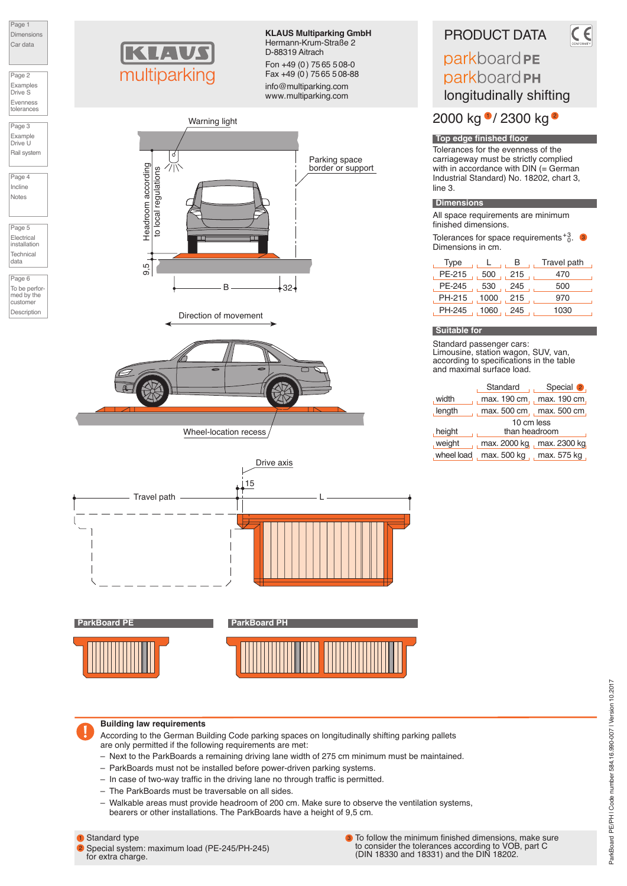KLAUS multiparking

**KLAUS Multiparking GmbH**
Hermann-Krum-Straße 2
D-88319 Aitrach

Fon +49 (0) 75 65 5 08-0
Fax +49 (0) 75 65 5 08-88

info@multiparking.com
www.multiparking.com

# PRODUCT DATA

## parkboard PE
## parkboard PH
## longitudinally shifting

## 2000 kg [1] / 2300 kg [2]

Warning light

Parking space border or support

Headroom according to local regulations

9.5

B

32

Direction of movement

Wheel-location recess

Drive axis

15

Travel path

L

ParkBoard PE

ParkBoard PH

### Top edge finished floor

Tolerances for the evenness of the carriageway must be strictly complied with in accordance with DIN (= German Industrial Standard) No. 18202, chart 3, line 3.

### Dimensions

All space requirements are minimum finished dimensions.

Tolerances for space requirements $^{+3}_{0}$. [3]
Dimensions in cm.

| Type | L | B | Travel path |
|---|---|---|---|
| PE-215 | 500 | 215 | 470 |
| PE-245 | 530 | 245 | 500 |
| PH-215 | 1000 | 215 | 970 |
| PH-245 | 1060 | 245 | 1030 |

### Suitable for

Standard passenger cars:
Limousine, station wagon, SUV, van, according to specifications in the table and maximal surface load.

| | Standard | Special [2] |
|---|---|---|
| width | max. 190 cm | max. 190 cm |
| length | max. 500 cm | max. 500 cm |
| height | 10 cm less than headroom | |
| weight | max. 2000 kg | max. 2300 kg |
| wheel load | max. 500 kg | max. 575 kg |

### Building law requirements

According to the German Building Code parking spaces on longitudinally shifting parking pallets are only permitted if the following requirements are met:

- Next to the ParkBoards a remaining driving lane width of 275 cm minimum must be maintained.
- ParkBoards must not be installed before power-driven parking systems.
- In case of two-way traffic in the driving lane no through traffic is permitted.
- The ParkBoards must be traversable on all sides.
- Walkable areas must provide headroom of 200 cm. Make sure to observe the ventilation systems, bearers or other installations. The ParkBoards have a height of 9,5 cm.

[1] Standard type

[2] Special system: maximum load (PE-245/PH-245) for extra charge.

[3] To follow the minimum finished dimensions, make sure to consider the tolerances according to VOB, part C (DIN 18330 and 18331) and the DIN 18202.

ParkBoard PE/PH | Code number 584.16.990-007 | Version 10.2017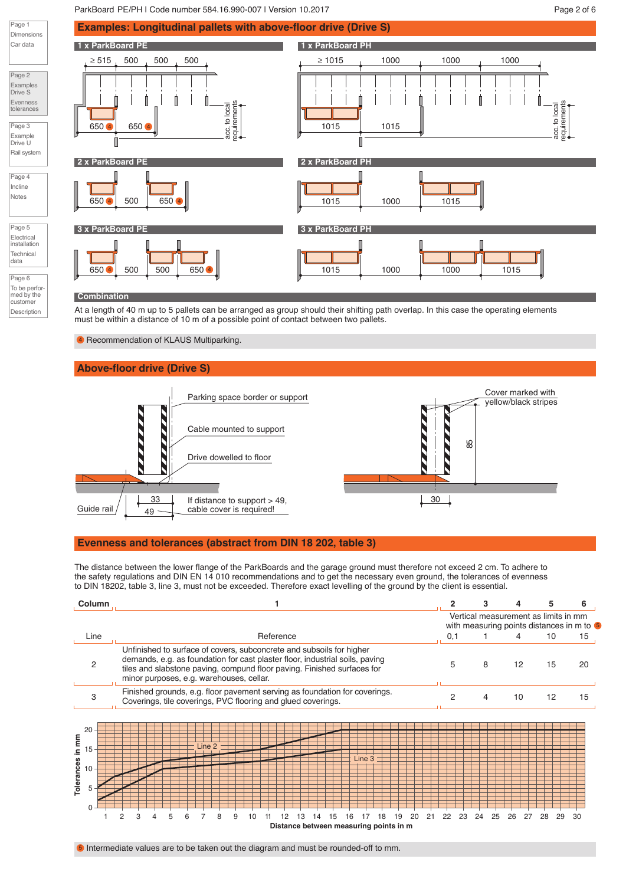## Examples: Longitudinal pallets with above-floor drive (Drive S)

### 1 x ParkBoard PE

≥ 515 | 500 | 500 | 500

650 ④ | 650 ④

acc. to local requirements

### 1 x ParkBoard PH

≥ 1015 | 1000 | 1000 | 1000

1015 | 1015

acc. to local requirements

### 2 x ParkBoard PE

650 ④ | 500 | 650 ④

### 2 x ParkBoard PH

1015 | 1000 | 1015

### 3 x ParkBoard PE

650 ④ | 500 | 500 | 650 ④

### 3 x ParkBoard PH

1015 | 1000 | 1000 | 1015

### Combination

At a length of 40 m up to 5 pallets can be arranged as group should their shifting path overlap. In this case the operating elements must be within a distance of 10 m of a possible point of contact between two pallets.

④ Recommendation of KLAUS Multiparking.

## Above-floor drive (Drive S)

Parking space border or support

Cable mounted to support

Drive dowelled to floor

Guide rail

33

49

If distance to support > 49, cable cover is required!

Cover marked with yellow/black stripes

85

30

## Evenness and tolerances (abstract from DIN 18 202, table 3)

The distance between the lower flange of the ParkBoards and the garage ground must therefore not exceed 2 cm. To adhere to the safety regulations and DIN EN 14 010 recommendations and to get the necessary even ground, the tolerances of evenness to DIN 18202, table 3, line 3, must not be exceeded. Therefore exact levelling of the ground by the client is essential.

| Column | 1 | 2 | 3 | 4 | 5 | 6 |
|---|---|---|---|---|---|---|
| | | Vertical measurement as limits in mm with measuring points distances in m to ⑤ | | | | |
| Line | Reference | 0,1 | 1 | 4 | 10 | 15 |
| 2 | Unfinished to surface of covers, subconcrete and subsoils for higher demands, e.g. as foundation for cast plaster floor, industrial soils, paving tiles and slabstone paving, compund floor paving. Finished surfaces for minor purposes, e.g. warehouses, cellar. | 5 | 8 | 12 | 15 | 20 |
| 3 | Finished grounds, e.g. floor pavement serving as foundation for coverings. Coverings, tile coverings, PVC flooring and glued coverings. | 2 | 4 | 10 | 12 | 15 |

Tolerances in mm (0–20) vs. Distance between measuring points in m (1–30); curves: Line 2, Line 3

⑤ Intermediate values are to be taken out the diagram and must be rounded-off to mm.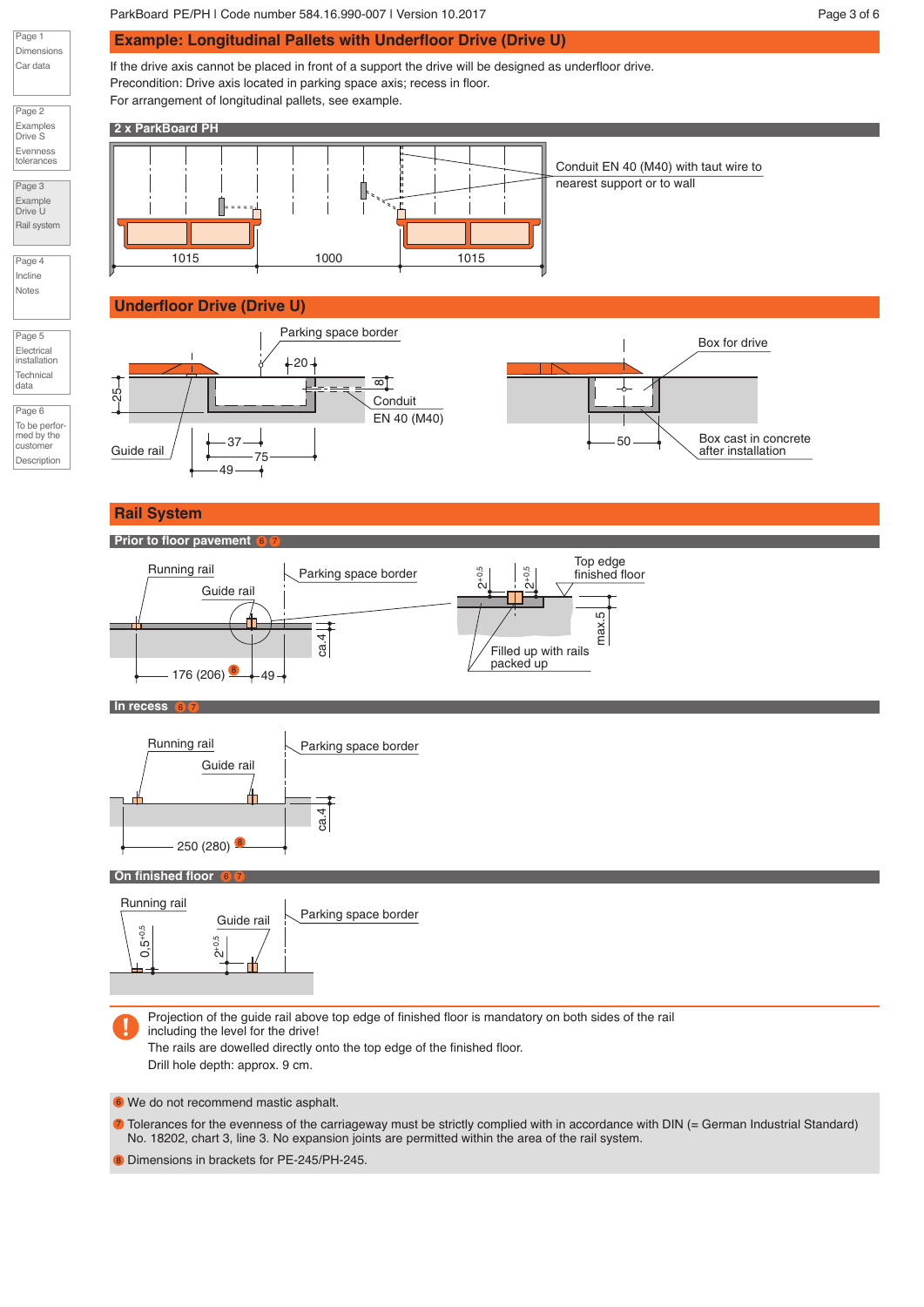## Example: Longitudinal Pallets with Underfloor Drive (Drive U)

If the drive axis cannot be placed in front of a support the drive will be designed as underfloor drive.
Precondition: Drive axis located in parking space axis; recess in floor.
For arrangement of longitudinal pallets, see example.

### 2 x ParkBoard PH

Conduit EN 40 (M40) with taut wire to nearest support or to wall

1015 | 1000 | 1015

## Underfloor Drive (Drive U)

Parking space border

Guide rail

Conduit EN 40 (M40)

25 | 20 | 8 | 37 | 75 | 49

Box for drive

Box cast in concrete after installation

50

## Rail System

### Prior to floor pavement 6 7

Running rail

Guide rail

Parking space border

176 (206) 8 | 49 | ca.4

$2^{+0.5}$ | $2^{+0.5}$

Top edge finished floor

max.5

Filled up with rails packed up

### In recess 6 7

Running rail

Guide rail

Parking space border

250 (280) 8 | ca.4

### On finished floor 6 7

Running rail

Guide rail

Parking space border

$0.5^{+0.5}$ | $2^{+0.5}$

**!** Projection of the guide rail above top edge of finished floor is mandatory on both sides of the rail including the level for the drive!
The rails are dowelled directly onto the top edge of the finished floor.
Drill hole depth: approx. 9 cm.

6 We do not recommend mastic asphalt.

7 Tolerances for the evenness of the carriageway must be strictly complied with in accordance with DIN (= German Industrial Standard) No. 18202, chart 3, line 3. No expansion joints are permitted within the area of the rail system.

8 Dimensions in brackets for PE-245/PH-245.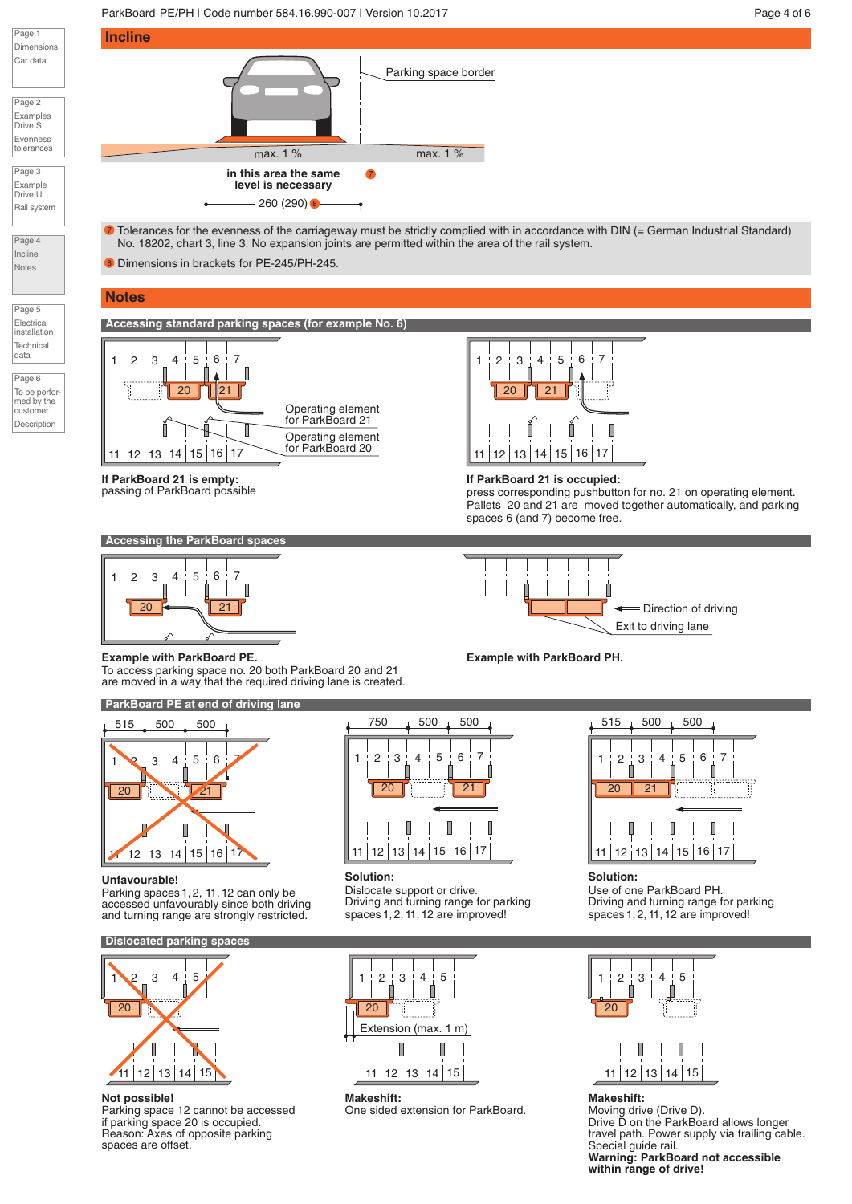## Incline

Parking space border

max. 1 % max. 1 %

in this area the same level is necessary [7]

260 (290) [8]

[7] Tolerances for the evenness of the carriageway must be strictly complied with in accordance with DIN (= German Industrial Standard) No. 18202, chart 3, line 3. No expansion joints are permitted within the area of the rail system.

[8] Dimensions in brackets for PE-245/PH-245.

## Notes

### Accessing standard parking spaces (for example No. 6)

Operating element for ParkBoard 21

Operating element for ParkBoard 20

**If ParkBoard 21 is empty:**
passing of ParkBoard possible

**If ParkBoard 21 is occupied:**
press corresponding pushbutton for no. 21 on operating element. Pallets 20 and 21 are moved together automatically, and parking spaces 6 (and 7) become free.

### Accessing the ParkBoard spaces

Direction of driving

Exit to driving lane

**Example with ParkBoard PE.**
To access parking space no. 20 both ParkBoard 20 and 21 are moved in a way that the required driving lane is created.

**Example with ParkBoard PH.**

### ParkBoard PE at end of driving lane

**Unfavourable!**
Parking spaces 1, 2, 11, 12 can only be accessed unfavourably since both driving and turning range are strongly restricted.

**Solution:**
Dislocate support or drive.
Driving and turning range for parking spaces 1, 2, 11, 12 are improved!

**Solution:**
Use of one ParkBoard PH.
Driving and turning range for parking spaces 1, 2, 11, 12 are improved!

### Dislocated parking spaces

Extension (max. 1 m)

**Not possible!**
Parking space 12 cannot be accessed if parking space 20 is occupied.
Reason: Axes of opposite parking spaces are offset.

**Makeshift:**
One sided extension for ParkBoard.

**Makeshift:**
Moving drive (Drive D).
Drive D on the ParkBoard allows longer travel path. Power supply via trailing cable.
Special guide rail.
**Warning: ParkBoard not accessible within range of drive!**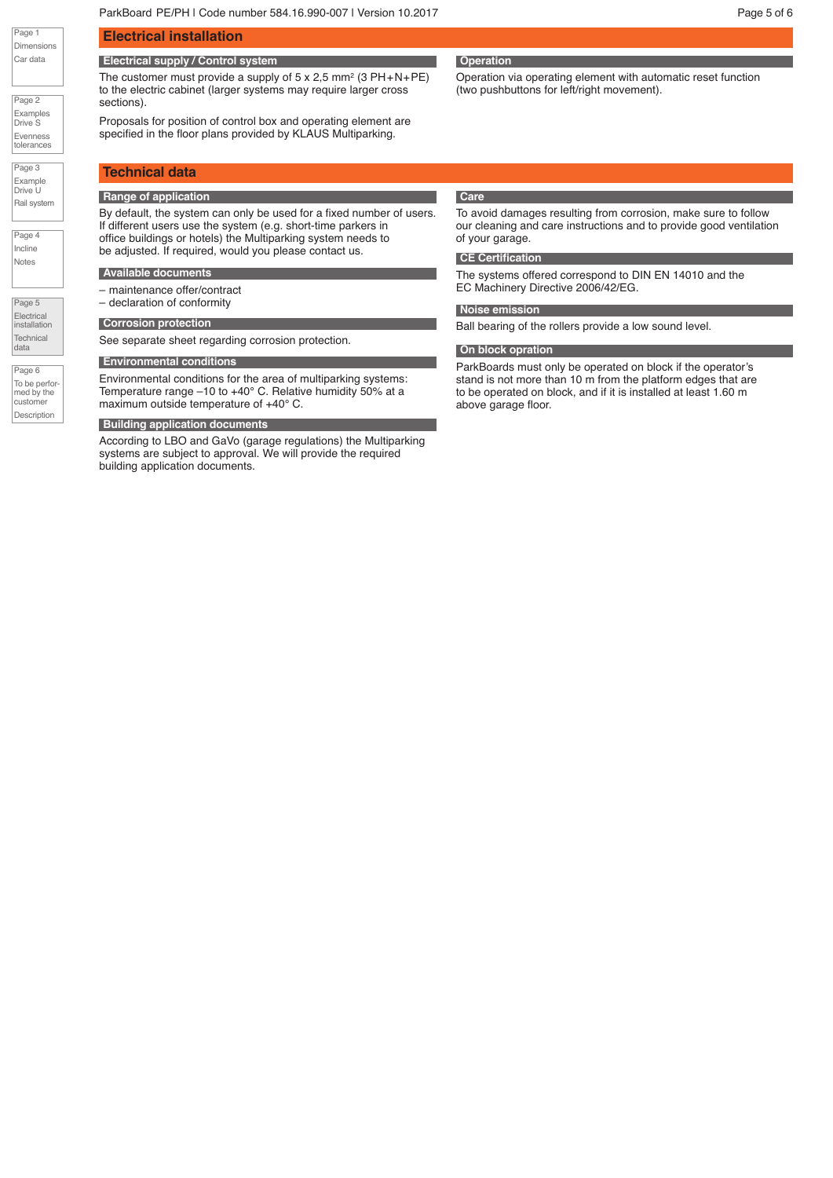# Electrical installation

## Electrical supply / Control system

The customer must provide a supply of 5 x 2,5 mm² (3 PH+N+PE) to the electric cabinet (larger systems may require larger cross sections).

Proposals for position of control box and operating element are specified in the floor plans provided by KLAUS Multiparking.

## Operation

Operation via operating element with automatic reset function (two pushbuttons for left/right movement).

# Technical data

## Range of application

By default, the system can only be used for a fixed number of users. If different users use the system (e.g. short-time parkers in office buildings or hotels) the Multiparking system needs to be adjusted. If required, would you please contact us.

## Available documents

- maintenance offer/contract
- declaration of conformity

## Corrosion protection

See separate sheet regarding corrosion protection.

## Environmental conditions

Environmental conditions for the area of multiparking systems: Temperature range –10 to +40° C. Relative humidity 50% at a maximum outside temperature of +40° C.

## Building application documents

According to LBO and GaVo (garage regulations) the Multiparking systems are subject to approval. We will provide the required building application documents.

## Care

To avoid damages resulting from corrosion, make sure to follow our cleaning and care instructions and to provide good ventilation of your garage.

## CE Certification

The systems offered correspond to DIN EN 14010 and the EC Machinery Directive 2006/42/EG.

## Noise emission

Ball bearing of the rollers provide a low sound level.

## On block opration

ParkBoards must only be operated on block if the operator's stand is not more than 10 m from the platform edges that are to be operated on block, and if it is installed at least 1.60 m above garage floor.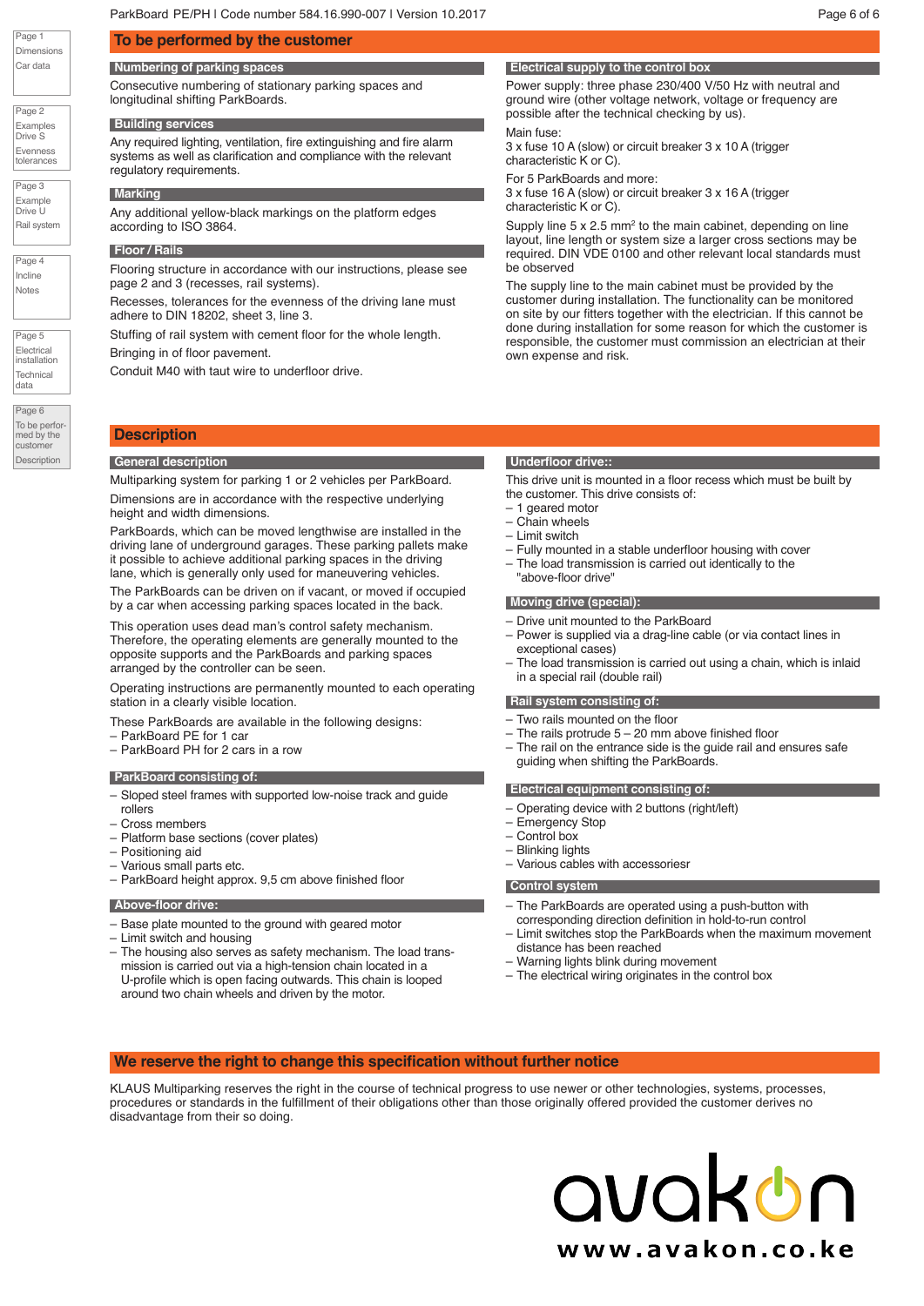## To be performed by the customer

### Numbering of parking spaces

Consecutive numbering of stationary parking spaces and longitudinal shifting ParkBoards.

### Building services

Any required lighting, ventilation, fire extinguishing and fire alarm systems as well as clarification and compliance with the relevant regulatory requirements.

### Marking

Any additional yellow-black markings on the platform edges according to ISO 3864.

### Floor / Rails

Flooring structure in accordance with our instructions, please see page 2 and 3 (recesses, rail systems).

Recesses, tolerances for the evenness of the driving lane must adhere to DIN 18202, sheet 3, line 3.

Stuffing of rail system with cement floor for the whole length.

Bringing in of floor pavement.

Conduit M40 with taut wire to underfloor drive.

### Electrical supply to the control box

Power supply: three phase 230/400 V/50 Hz with neutral and ground wire (other voltage network, voltage or frequency are possible after the technical checking by us).

Main fuse:
3 x fuse 10 A (slow) or circuit breaker 3 x 10 A (trigger characteristic K or C).

For 5 ParkBoards and more:
3 x fuse 16 A (slow) or circuit breaker 3 x 16 A (trigger characteristic K or C).

Supply line 5 x 2.5 mm² to the main cabinet, depending on line layout, line length or system size a larger cross sections may be required. DIN VDE 0100 and other relevant local standards must be observed

The supply line to the main cabinet must be provided by the customer during installation. The functionality can be monitored on site by our fitters together with the electrician. If this cannot be done during installation for some reason for which the customer is responsible, the customer must commission an electrician at their own expense and risk.

## Description

### General description

Multiparking system for parking 1 or 2 vehicles per ParkBoard.

Dimensions are in accordance with the respective underlying height and width dimensions.

ParkBoards, which can be moved lengthwise are installed in the driving lane of underground garages. These parking pallets make it possible to achieve additional parking spaces in the driving lane, which is generally only used for maneuvering vehicles.

The ParkBoards can be driven on if vacant, or moved if occupied by a car when accessing parking spaces located in the back.

This operation uses dead man's control safety mechanism. Therefore, the operating elements are generally mounted to the opposite supports and the ParkBoards and parking spaces arranged by the controller can be seen.

Operating instructions are permanently mounted to each operating station in a clearly visible location.

These ParkBoards are available in the following designs:
- ParkBoard PE for 1 car
- ParkBoard PH for 2 cars in a row

### ParkBoard consisting of:

- Sloped steel frames with supported low-noise track and guide rollers
- Cross members
- Platform base sections (cover plates)
- Positioning aid
- Various small parts etc.
- ParkBoard height approx. 9,5 cm above finished floor

### Above-floor drive:

- Base plate mounted to the ground with geared motor
- Limit switch and housing
- The housing also serves as safety mechanism. The load transmission is carried out via a high-tension chain located in a U-profile which is open facing outwards. This chain is looped around two chain wheels and driven by the motor.

### Underfloor drive::

This drive unit is mounted in a floor recess which must be built by the customer. This drive consists of:
- 1 geared motor
- Chain wheels
- Limit switch
- Fully mounted in a stable underfloor housing with cover
- The load transmission is carried out identically to the "above-floor drive"

### Moving drive (special):

- Drive unit mounted to the ParkBoard
- Power is supplied via a drag-line cable (or via contact lines in exceptional cases)
- The load transmission is carried out using a chain, which is inlaid in a special rail (double rail)

### Rail system consisting of:

- Two rails mounted on the floor
- The rails protrude 5 – 20 mm above finished floor
- The rail on the entrance side is the guide rail and ensures safe guiding when shifting the ParkBoards.

### Electrical equipment consisting of:

- Operating device with 2 buttons (right/left)
- Emergency Stop
- Control box
- Blinking lights
- Various cables with accessoriesr

### Control system

- The ParkBoards are operated using a push-button with corresponding direction definition in hold-to-run control
- Limit switches stop the ParkBoards when the maximum movement distance has been reached
- Warning lights blink during movement
- The electrical wiring originates in the control box

## We reserve the right to change this specification without further notice

KLAUS Multiparking reserves the right in the course of technical progress to use newer or other technologies, systems, processes, procedures or standards in the fulfillment of their obligations other than those originally offered provided the customer derives no disadvantage from their so doing.

avakon
www.avakon.co.ke